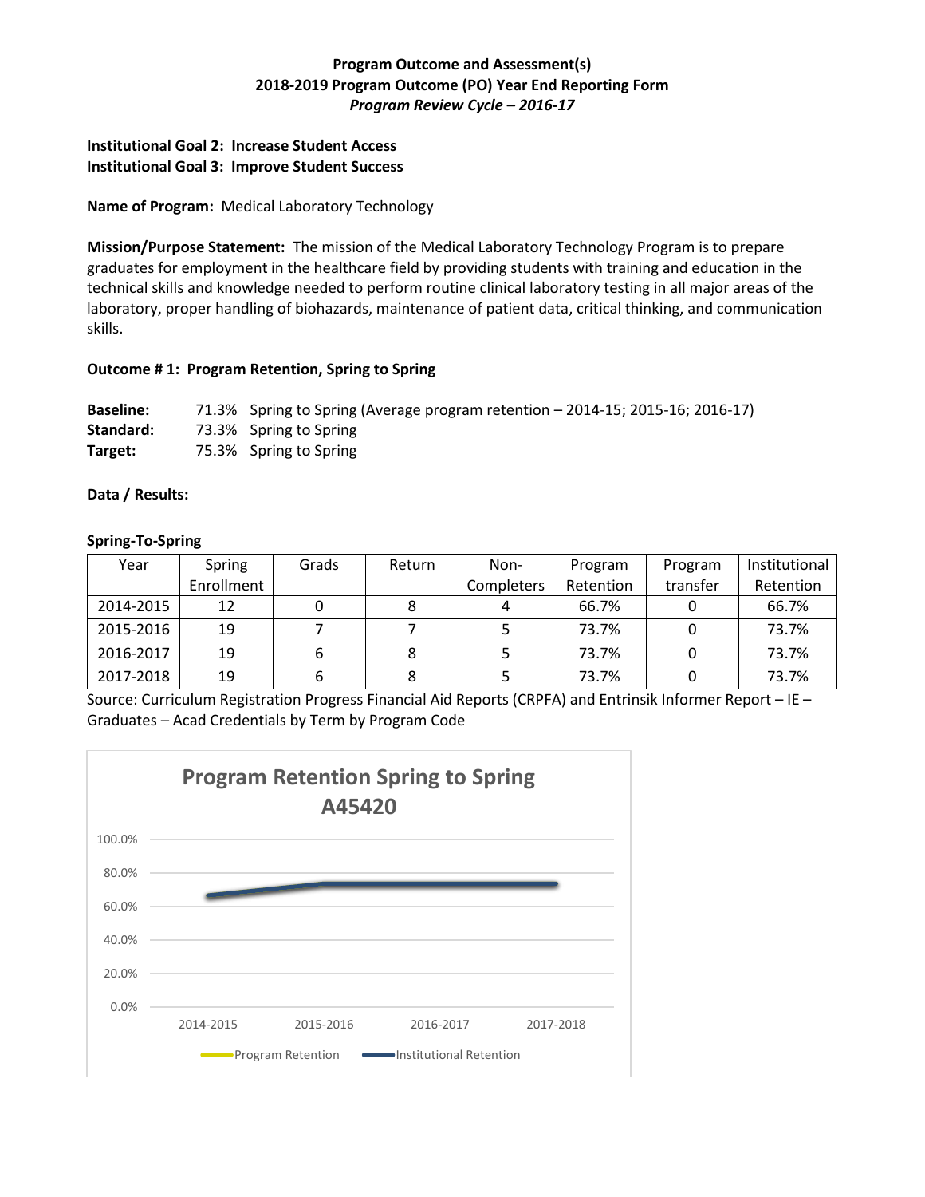**Program Outcome and Assessment(s)**
**2018-2019 Program Outcome (PO) Year End Reporting Form**
***Program Review Cycle – 2016-17***

**Institutional Goal 2: Increase Student Access**
**Institutional Goal 3: Improve Student Success**

**Name of Program:** Medical Laboratory Technology

**Mission/Purpose Statement:** The mission of the Medical Laboratory Technology Program is to prepare graduates for employment in the healthcare field by providing students with training and education in the technical skills and knowledge needed to perform routine clinical laboratory testing in all major areas of the laboratory, proper handling of biohazards, maintenance of patient data, critical thinking, and communication skills.

**Outcome # 1: Program Retention, Spring to Spring**

**Baseline:** 71.3% Spring to Spring (Average program retention – 2014-15; 2015-16; 2016-17)
**Standard:** 73.3% Spring to Spring
**Target:** 75.3% Spring to Spring

**Data / Results:**

**Spring-To-Spring**

| Year | Spring Enrollment | Grads | Return | Non-Completers | Program Retention | Program transfer | Institutional Retention |
|---|---|---|---|---|---|---|---|
| 2014-2015 | 12 | 0 | 8 | 4 | 66.7% | 0 | 66.7% |
| 2015-2016 | 19 | 7 | 7 | 5 | 73.7% | 0 | 73.7% |
| 2016-2017 | 19 | 6 | 8 | 5 | 73.7% | 0 | 73.7% |
| 2017-2018 | 19 | 6 | 8 | 5 | 73.7% | 0 | 73.7% |

Source: Curriculum Registration Progress Financial Aid Reports (CRPFA) and Entrinsik Informer Report – IE – Graduates – Acad Credentials by Term by Program Code

**Program Retention Spring to Spring A45420**

| Year | Program Retention | Institutional Retention |
|---|---|---|
| 2014-2015 | 66.7% | 66.7% |
| 2015-2016 | 73.7% | 73.7% |
| 2016-2017 | 73.7% | 73.7% |
| 2017-2018 | 73.7% | 73.7% |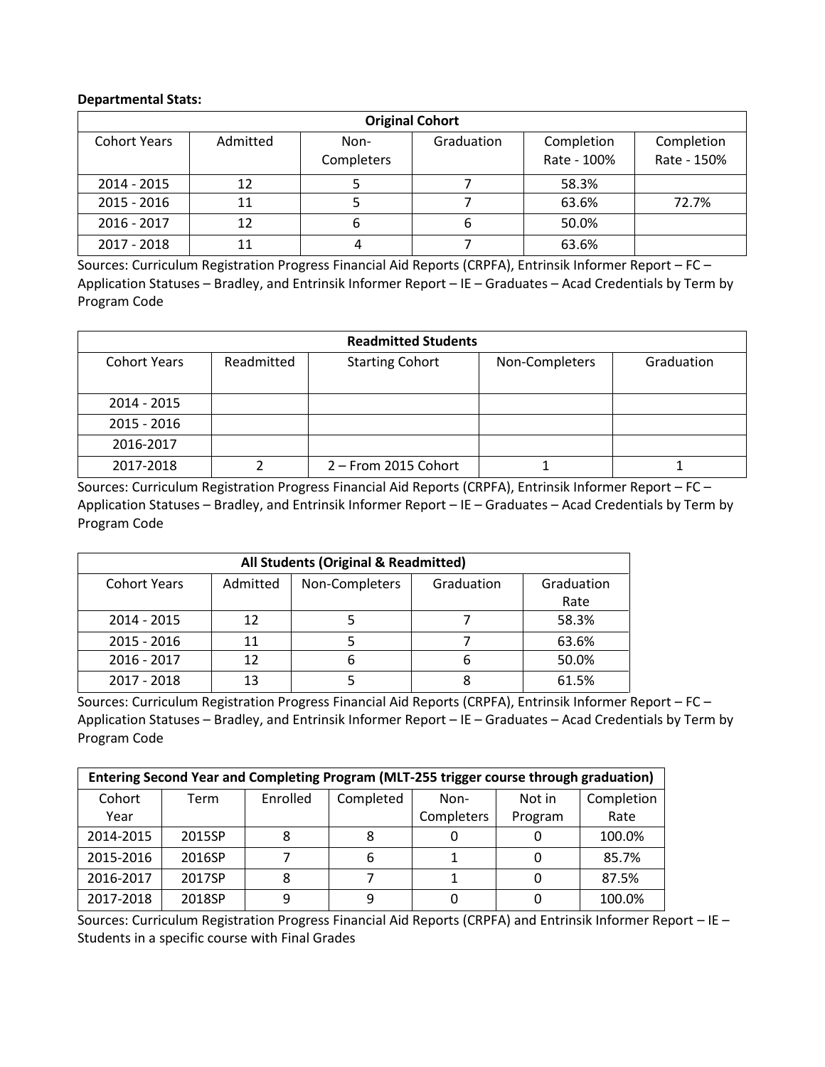**Departmental Stats:**

| Original Cohort | | | | | |
|---|---|---|---|---|---|
| Cohort Years | Admitted | Non-Completers | Graduation | Completion Rate - 100% | Completion Rate - 150% |
| 2014 - 2015 | 12 | 5 | 7 | 58.3% | |
| 2015 - 2016 | 11 | 5 | 7 | 63.6% | 72.7% |
| 2016 - 2017 | 12 | 6 | 6 | 50.0% | |
| 2017 - 2018 | 11 | 4 | 7 | 63.6% | |

Sources: Curriculum Registration Progress Financial Aid Reports (CRPFA), Entrinsik Informer Report – FC – Application Statuses – Bradley, and Entrinsik Informer Report – IE – Graduates – Acad Credentials by Term by Program Code

| Readmitted Students | | | | |
|---|---|---|---|---|
| Cohort Years | Readmitted | Starting Cohort | Non-Completers | Graduation |
| 2014 - 2015 | | | | |
| 2015 - 2016 | | | | |
| 2016-2017 | | | | |
| 2017-2018 | 2 | 2 – From 2015 Cohort | 1 | 1 |

Sources: Curriculum Registration Progress Financial Aid Reports (CRPFA), Entrinsik Informer Report – FC – Application Statuses – Bradley, and Entrinsik Informer Report – IE – Graduates – Acad Credentials by Term by Program Code

| All Students (Original & Readmitted) | | | | |
|---|---|---|---|---|
| Cohort Years | Admitted | Non-Completers | Graduation | Graduation Rate |
| 2014 - 2015 | 12 | 5 | 7 | 58.3% |
| 2015 - 2016 | 11 | 5 | 7 | 63.6% |
| 2016 - 2017 | 12 | 6 | 6 | 50.0% |
| 2017 - 2018 | 13 | 5 | 8 | 61.5% |

Sources: Curriculum Registration Progress Financial Aid Reports (CRPFA), Entrinsik Informer Report – FC – Application Statuses – Bradley, and Entrinsik Informer Report – IE – Graduates – Acad Credentials by Term by Program Code

| Entering Second Year and Completing Program (MLT-255 trigger course through graduation) | | | | | | |
|---|---|---|---|---|---|---|
| Cohort Year | Term | Enrolled | Completed | Non-Completers | Not in Program | Completion Rate |
| 2014-2015 | 2015SP | 8 | 8 | 0 | 0 | 100.0% |
| 2015-2016 | 2016SP | 7 | 6 | 1 | 0 | 85.7% |
| 2016-2017 | 2017SP | 8 | 7 | 1 | 0 | 87.5% |
| 2017-2018 | 2018SP | 9 | 9 | 0 | 0 | 100.0% |

Sources: Curriculum Registration Progress Financial Aid Reports (CRPFA) and Entrinsik Informer Report – IE – Students in a specific course with Final Grades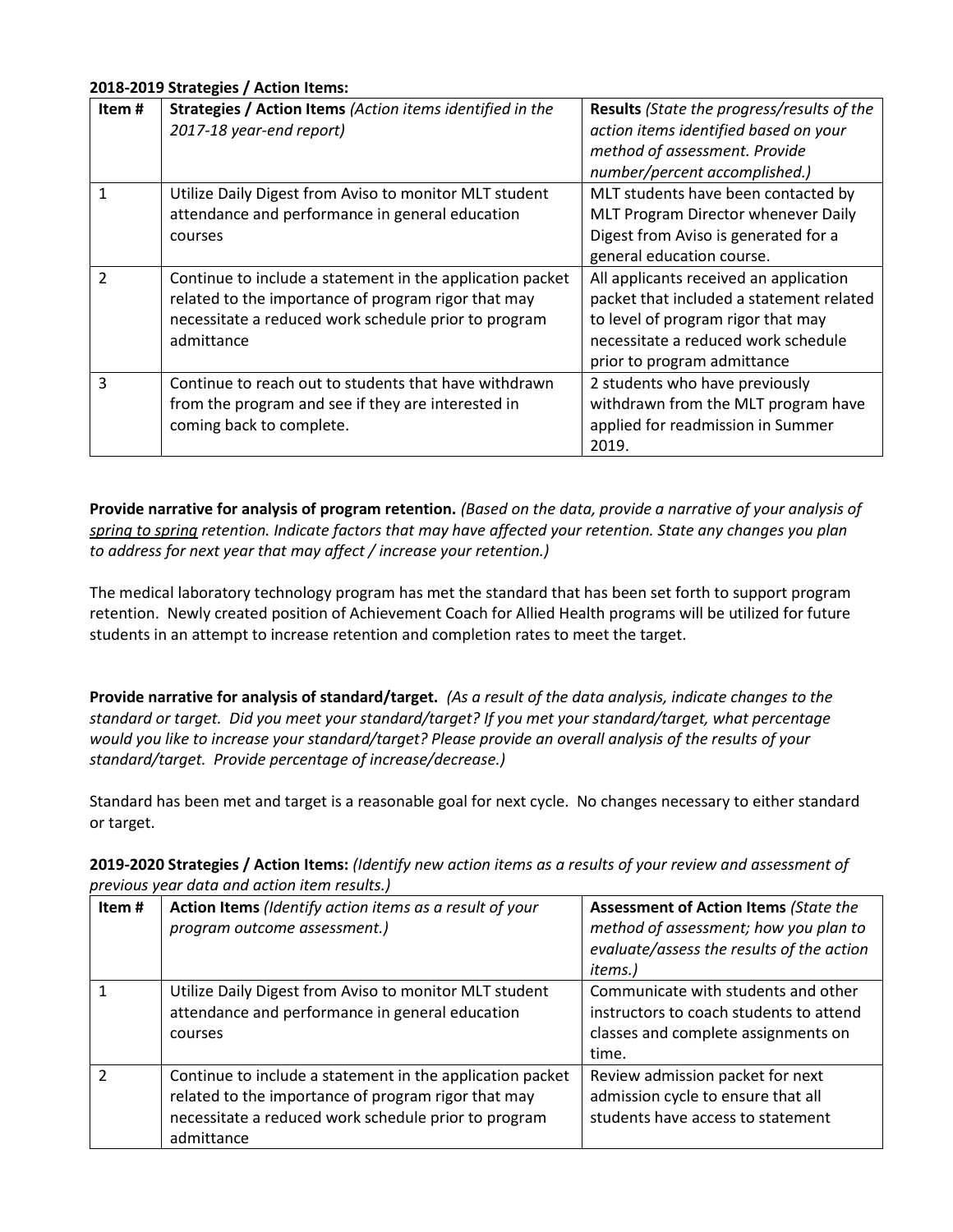**2018-2019 Strategies / Action Items:**

| Item # | Strategies / Action Items *(Action items identified in the 2017-18 year-end report)* | **Results** *(State the progress/results of the action items identified based on your method of assessment. Provide number/percent accomplished.)* |
|---|---|---|
| 1 | Utilize Daily Digest from Aviso to monitor MLT student attendance and performance in general education courses | MLT students have been contacted by MLT Program Director whenever Daily Digest from Aviso is generated for a general education course. |
| 2 | Continue to include a statement in the application packet related to the importance of program rigor that may necessitate a reduced work schedule prior to program admittance | All applicants received an application packet that included a statement related to level of program rigor that may necessitate a reduced work schedule prior to program admittance |
| 3 | Continue to reach out to students that have withdrawn from the program and see if they are interested in coming back to complete. | 2 students who have previously withdrawn from the MLT program have applied for readmission in Summer 2019. |

**Provide narrative for analysis of program retention.** *(Based on the data, provide a narrative of your analysis of spring to spring retention. Indicate factors that may have affected your retention. State any changes you plan to address for next year that may affect / increase your retention.)*

The medical laboratory technology program has met the standard that has been set forth to support program retention. Newly created position of Achievement Coach for Allied Health programs will be utilized for future students in an attempt to increase retention and completion rates to meet the target.

**Provide narrative for analysis of standard/target.** *(As a result of the data analysis, indicate changes to the standard or target. Did you meet your standard/target? If you met your standard/target, what percentage would you like to increase your standard/target? Please provide an overall analysis of the results of your standard/target. Provide percentage of increase/decrease.)*

Standard has been met and target is a reasonable goal for next cycle. No changes necessary to either standard or target.

**2019-2020 Strategies / Action Items:** *(Identify new action items as a results of your review and assessment of previous year data and action item results.)*

| Item # | **Action Items** *(Identify action items as a result of your program outcome assessment.)* | **Assessment of Action Items** *(State the method of assessment; how you plan to evaluate/assess the results of the action items.)* |
|---|---|---|
| 1 | Utilize Daily Digest from Aviso to monitor MLT student attendance and performance in general education courses | Communicate with students and other instructors to coach students to attend classes and complete assignments on time. |
| 2 | Continue to include a statement in the application packet related to the importance of program rigor that may necessitate a reduced work schedule prior to program admittance | Review admission packet for next admission cycle to ensure that all students have access to statement |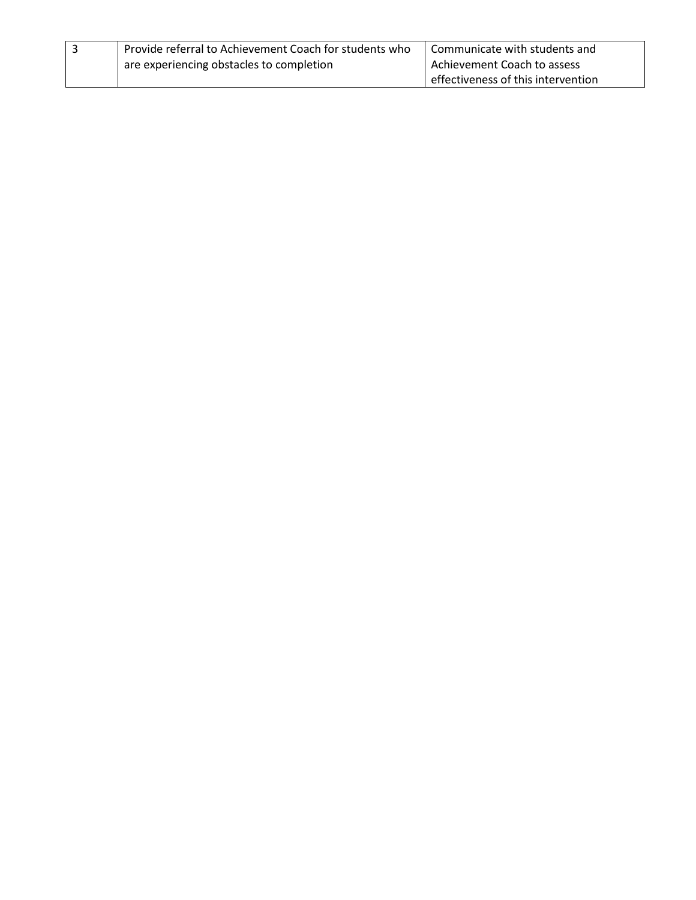| | | |
|---|---|---|
| 3 | Provide referral to Achievement Coach for students who are experiencing obstacles to completion | Communicate with students and Achievement Coach to assess effectiveness of this intervention |